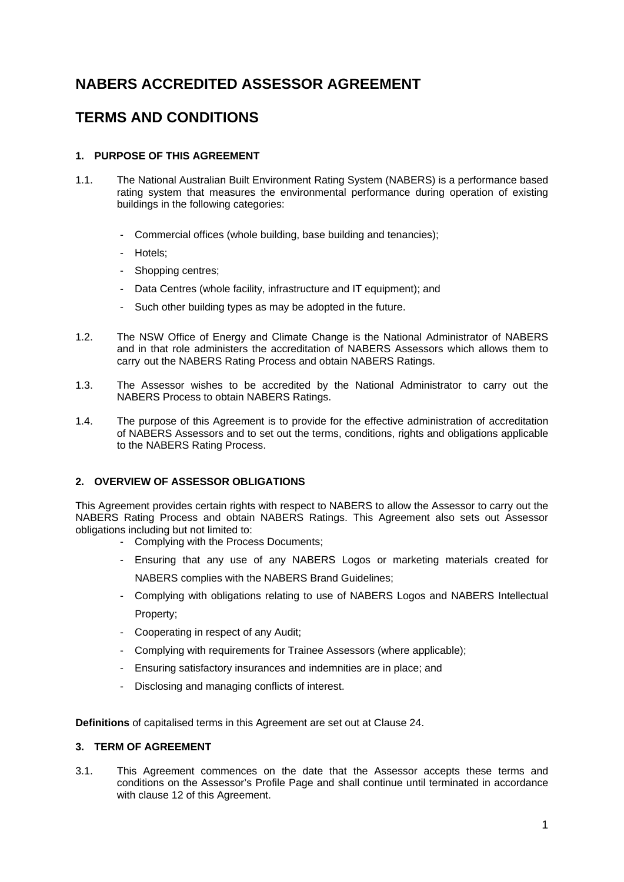# NABERS ACCREDITED ASSESSOR AGREEMENT

# TERMS AND CONDITIONS

### 1. PURPOSE OF THIS AGREEMENT

1.1. The National Australian Built Environment Rating System (NABERS) is a performance based rating system that measures the environmental performance during operation of existing buildings in the following categories:

- Commercial offices (whole building, base building and tenancies);
- Hotels;
- Shopping centres;
- Data Centres (whole facility, infrastructure and IT equipment); and
- Such other building types as may be adopted in the future.

1.2. The NSW Office of Energy and Climate Change is the National Administrator of NABERS and in that role administers the accreditation of NABERS Assessors which allows them to carry out the NABERS Rating Process and obtain NABERS Ratings.

1.3. The Assessor wishes to be accredited by the National Administrator to carry out the NABERS Process to obtain NABERS Ratings.

1.4. The purpose of this Agreement is to provide for the effective administration of accreditation of NABERS Assessors and to set out the terms, conditions, rights and obligations applicable to the NABERS Rating Process.

### 2. OVERVIEW OF ASSESSOR OBLIGATIONS

This Agreement provides certain rights with respect to NABERS to allow the Assessor to carry out the NABERS Rating Process and obtain NABERS Ratings. This Agreement also sets out Assessor obligations including but not limited to:

- Complying with the Process Documents;
- Ensuring that any use of any NABERS Logos or marketing materials created for NABERS complies with the NABERS Brand Guidelines;
- Complying with obligations relating to use of NABERS Logos and NABERS Intellectual Property;
- Cooperating in respect of any Audit;
- Complying with requirements for Trainee Assessors (where applicable);
- Ensuring satisfactory insurances and indemnities are in place; and
- Disclosing and managing conflicts of interest.

**Definitions** of capitalised terms in this Agreement are set out at Clause 24.

### 3. TERM OF AGREEMENT

3.1. This Agreement commences on the date that the Assessor accepts these terms and conditions on the Assessor's Profile Page and shall continue until terminated in accordance with clause 12 of this Agreement.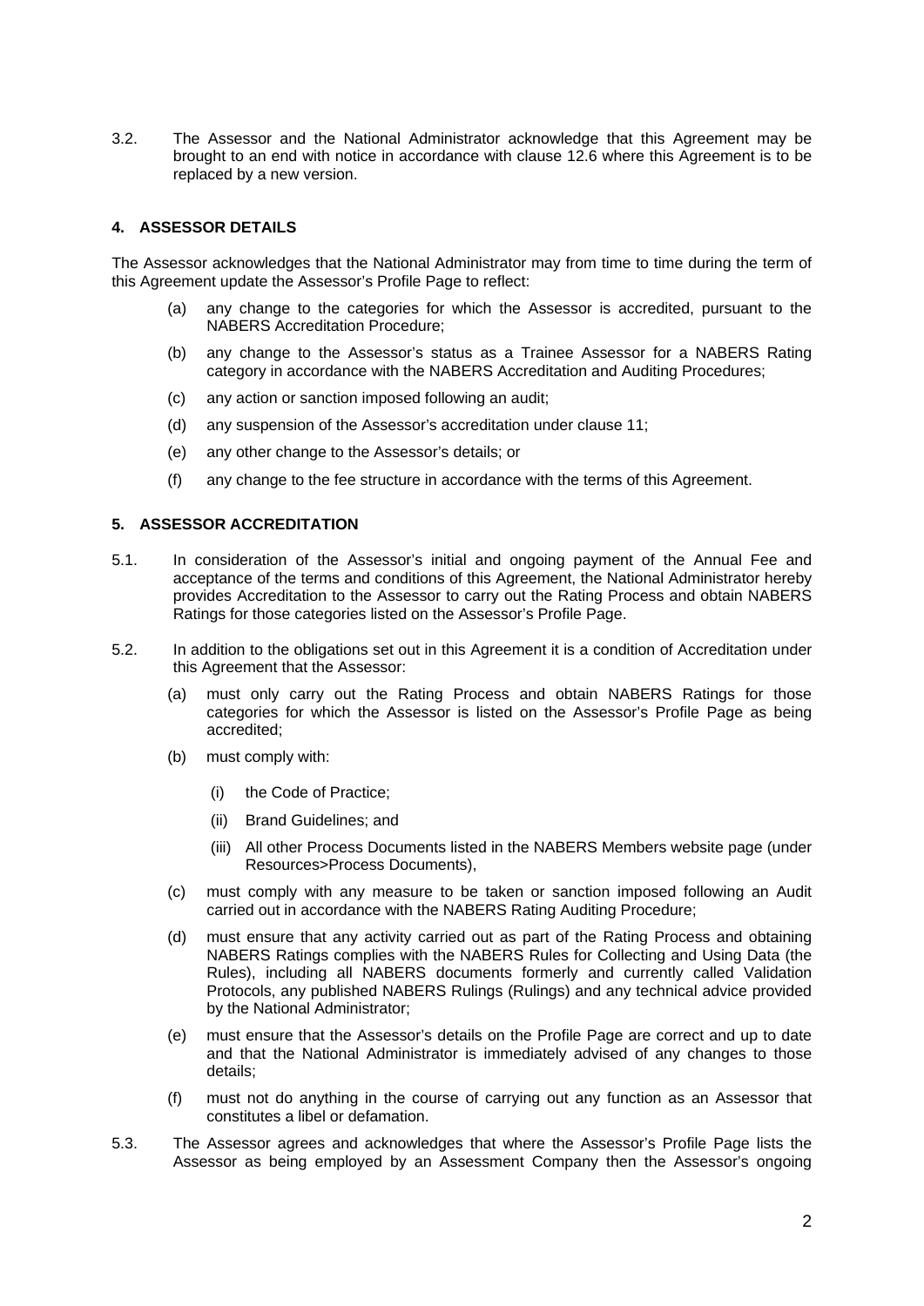3.2. The Assessor and the National Administrator acknowledge that this Agreement may be brought to an end with notice in accordance with clause 12.6 where this Agreement is to be replaced by a new version.

## 4. ASSESSOR DETAILS

The Assessor acknowledges that the National Administrator may from time to time during the term of this Agreement update the Assessor's Profile Page to reflect:

(a) any change to the categories for which the Assessor is accredited, pursuant to the NABERS Accreditation Procedure;

(b) any change to the Assessor's status as a Trainee Assessor for a NABERS Rating category in accordance with the NABERS Accreditation and Auditing Procedures;

(c) any action or sanction imposed following an audit;

(d) any suspension of the Assessor's accreditation under clause 11;

(e) any other change to the Assessor's details; or

(f) any change to the fee structure in accordance with the terms of this Agreement.

## 5. ASSESSOR ACCREDITATION

5.1. In consideration of the Assessor's initial and ongoing payment of the Annual Fee and acceptance of the terms and conditions of this Agreement, the National Administrator hereby provides Accreditation to the Assessor to carry out the Rating Process and obtain NABERS Ratings for those categories listed on the Assessor's Profile Page.

5.2. In addition to the obligations set out in this Agreement it is a condition of Accreditation under this Agreement that the Assessor:

(a) must only carry out the Rating Process and obtain NABERS Ratings for those categories for which the Assessor is listed on the Assessor's Profile Page as being accredited;

(b) must comply with:

(i) the Code of Practice;

(ii) Brand Guidelines; and

(iii) All other Process Documents listed in the NABERS Members website page (under Resources>Process Documents),

(c) must comply with any measure to be taken or sanction imposed following an Audit carried out in accordance with the NABERS Rating Auditing Procedure;

(d) must ensure that any activity carried out as part of the Rating Process and obtaining NABERS Ratings complies with the NABERS Rules for Collecting and Using Data (the Rules), including all NABERS documents formerly and currently called Validation Protocols, any published NABERS Rulings (Rulings) and any technical advice provided by the National Administrator;

(e) must ensure that the Assessor's details on the Profile Page are correct and up to date and that the National Administrator is immediately advised of any changes to those details;

(f) must not do anything in the course of carrying out any function as an Assessor that constitutes a libel or defamation.

5.3. The Assessor agrees and acknowledges that where the Assessor's Profile Page lists the Assessor as being employed by an Assessment Company then the Assessor's ongoing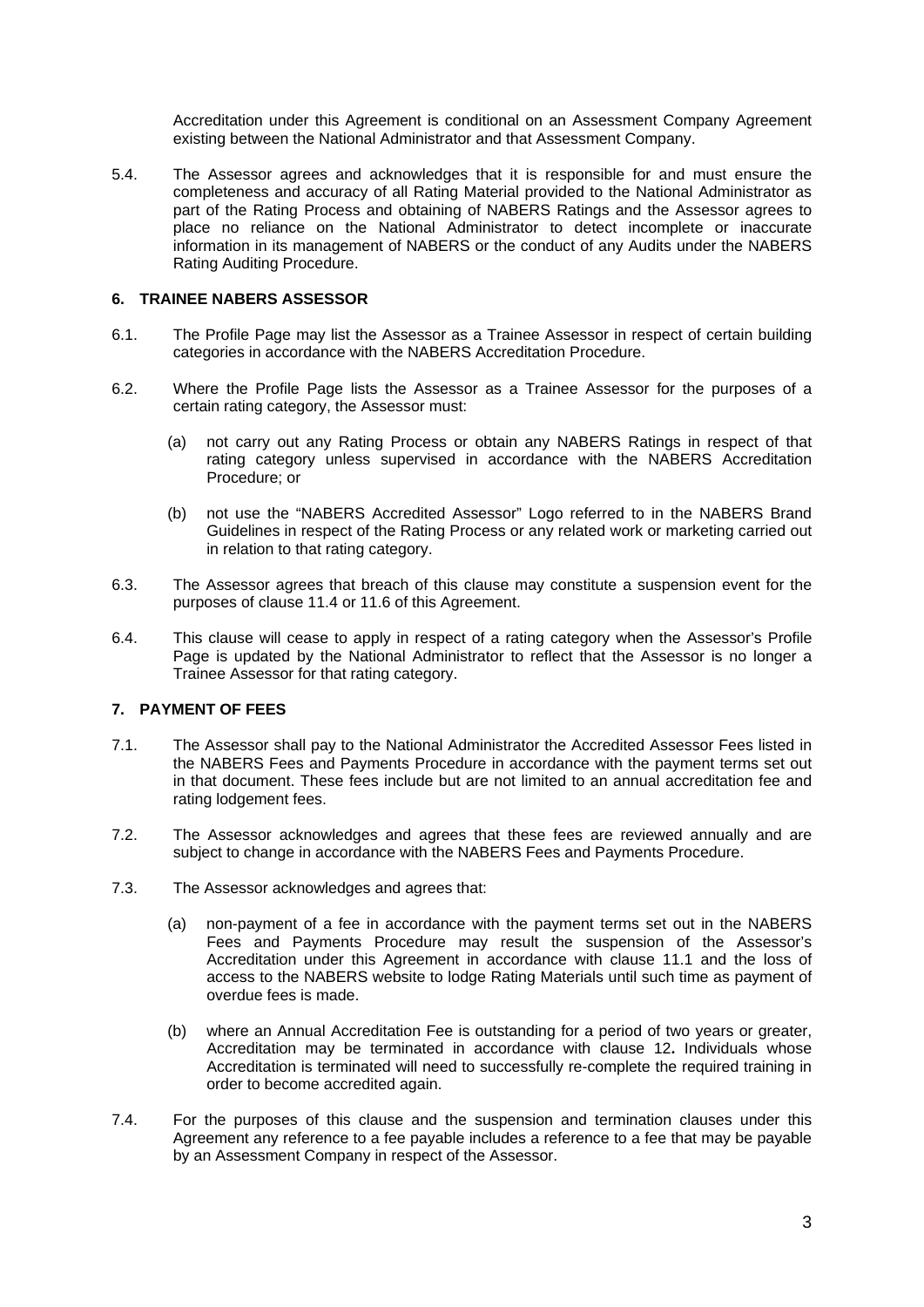Accreditation under this Agreement is conditional on an Assessment Company Agreement existing between the National Administrator and that Assessment Company.

5.4. The Assessor agrees and acknowledges that it is responsible for and must ensure the completeness and accuracy of all Rating Material provided to the National Administrator as part of the Rating Process and obtaining of NABERS Ratings and the Assessor agrees to place no reliance on the National Administrator to detect incomplete or inaccurate information in its management of NABERS or the conduct of any Audits under the NABERS Rating Auditing Procedure.

## 6. TRAINEE NABERS ASSESSOR

6.1. The Profile Page may list the Assessor as a Trainee Assessor in respect of certain building categories in accordance with the NABERS Accreditation Procedure.

6.2. Where the Profile Page lists the Assessor as a Trainee Assessor for the purposes of a certain rating category, the Assessor must:

(a) not carry out any Rating Process or obtain any NABERS Ratings in respect of that rating category unless supervised in accordance with the NABERS Accreditation Procedure; or

(b) not use the "NABERS Accredited Assessor" Logo referred to in the NABERS Brand Guidelines in respect of the Rating Process or any related work or marketing carried out in relation to that rating category.

6.3. The Assessor agrees that breach of this clause may constitute a suspension event for the purposes of clause 11.4 or 11.6 of this Agreement.

6.4. This clause will cease to apply in respect of a rating category when the Assessor's Profile Page is updated by the National Administrator to reflect that the Assessor is no longer a Trainee Assessor for that rating category.

## 7. PAYMENT OF FEES

7.1. The Assessor shall pay to the National Administrator the Accredited Assessor Fees listed in the NABERS Fees and Payments Procedure in accordance with the payment terms set out in that document. These fees include but are not limited to an annual accreditation fee and rating lodgement fees.

7.2. The Assessor acknowledges and agrees that these fees are reviewed annually and are subject to change in accordance with the NABERS Fees and Payments Procedure.

7.3. The Assessor acknowledges and agrees that:

(a) non-payment of a fee in accordance with the payment terms set out in the NABERS Fees and Payments Procedure may result the suspension of the Assessor's Accreditation under this Agreement in accordance with clause 11.1 and the loss of access to the NABERS website to lodge Rating Materials until such time as payment of overdue fees is made.

(b) where an Annual Accreditation Fee is outstanding for a period of two years or greater, Accreditation may be terminated in accordance with clause 12**.** Individuals whose Accreditation is terminated will need to successfully re-complete the required training in order to become accredited again.

7.4. For the purposes of this clause and the suspension and termination clauses under this Agreement any reference to a fee payable includes a reference to a fee that may be payable by an Assessment Company in respect of the Assessor.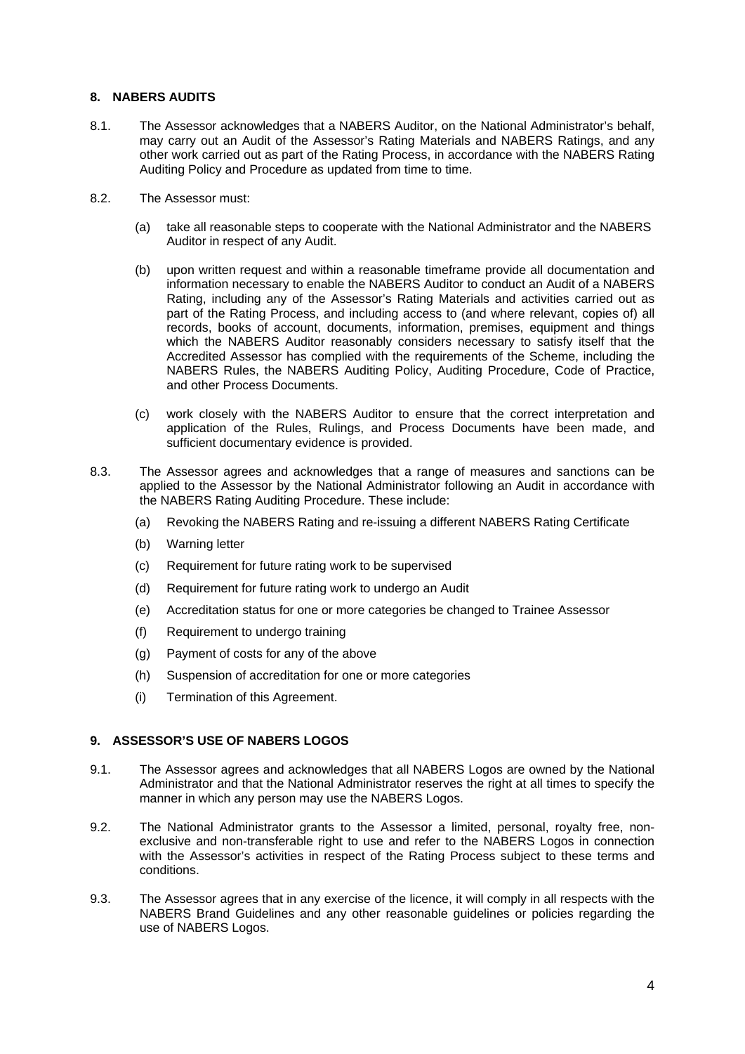## 8. NABERS AUDITS

8.1. The Assessor acknowledges that a NABERS Auditor, on the National Administrator's behalf, may carry out an Audit of the Assessor's Rating Materials and NABERS Ratings, and any other work carried out as part of the Rating Process, in accordance with the NABERS Rating Auditing Policy and Procedure as updated from time to time.

8.2. The Assessor must:

(a) take all reasonable steps to cooperate with the National Administrator and the NABERS Auditor in respect of any Audit.

(b) upon written request and within a reasonable timeframe provide all documentation and information necessary to enable the NABERS Auditor to conduct an Audit of a NABERS Rating, including any of the Assessor's Rating Materials and activities carried out as part of the Rating Process, and including access to (and where relevant, copies of) all records, books of account, documents, information, premises, equipment and things which the NABERS Auditor reasonably considers necessary to satisfy itself that the Accredited Assessor has complied with the requirements of the Scheme, including the NABERS Rules, the NABERS Auditing Policy, Auditing Procedure, Code of Practice, and other Process Documents.

(c) work closely with the NABERS Auditor to ensure that the correct interpretation and application of the Rules, Rulings, and Process Documents have been made, and sufficient documentary evidence is provided.

8.3. The Assessor agrees and acknowledges that a range of measures and sanctions can be applied to the Assessor by the National Administrator following an Audit in accordance with the NABERS Rating Auditing Procedure. These include:

(a) Revoking the NABERS Rating and re-issuing a different NABERS Rating Certificate

(b) Warning letter

(c) Requirement for future rating work to be supervised

(d) Requirement for future rating work to undergo an Audit

(e) Accreditation status for one or more categories be changed to Trainee Assessor

(f) Requirement to undergo training

(g) Payment of costs for any of the above

(h) Suspension of accreditation for one or more categories

(i) Termination of this Agreement.

## 9. ASSESSOR'S USE OF NABERS LOGOS

9.1. The Assessor agrees and acknowledges that all NABERS Logos are owned by the National Administrator and that the National Administrator reserves the right at all times to specify the manner in which any person may use the NABERS Logos.

9.2. The National Administrator grants to the Assessor a limited, personal, royalty free, non-exclusive and non-transferable right to use and refer to the NABERS Logos in connection with the Assessor's activities in respect of the Rating Process subject to these terms and conditions.

9.3. The Assessor agrees that in any exercise of the licence, it will comply in all respects with the NABERS Brand Guidelines and any other reasonable guidelines or policies regarding the use of NABERS Logos.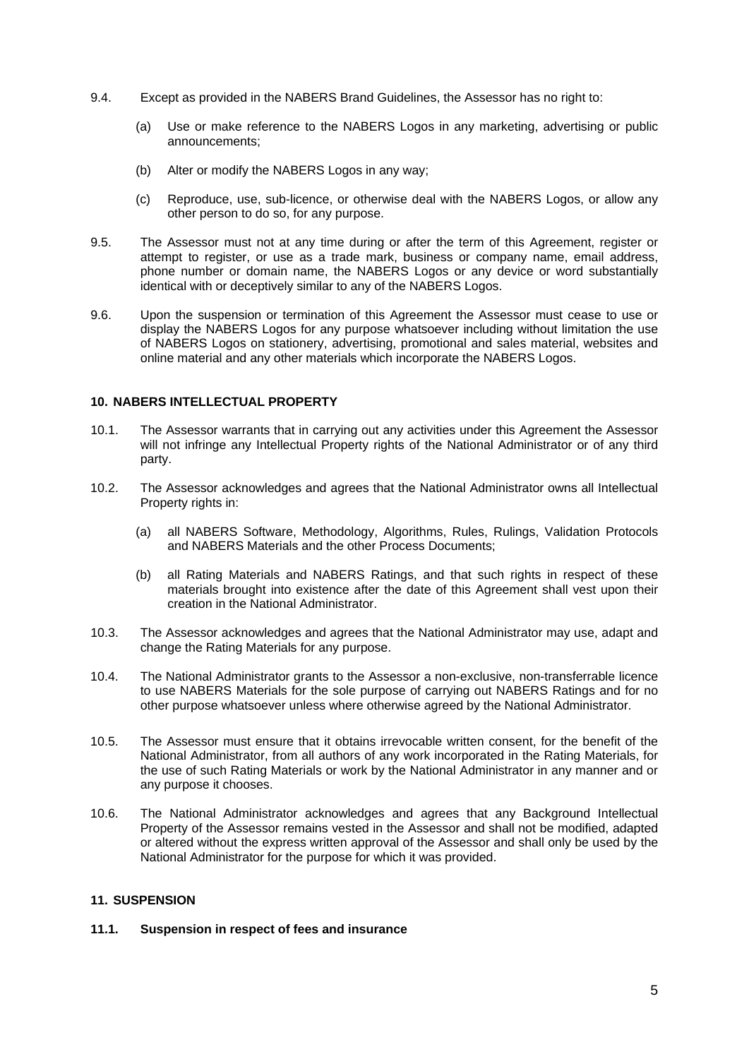9.4. Except as provided in the NABERS Brand Guidelines, the Assessor has no right to:

(a) Use or make reference to the NABERS Logos in any marketing, advertising or public announcements;

(b) Alter or modify the NABERS Logos in any way;

(c) Reproduce, use, sub-licence, or otherwise deal with the NABERS Logos, or allow any other person to do so, for any purpose.

9.5. The Assessor must not at any time during or after the term of this Agreement, register or attempt to register, or use as a trade mark, business or company name, email address, phone number or domain name, the NABERS Logos or any device or word substantially identical with or deceptively similar to any of the NABERS Logos.

9.6. Upon the suspension or termination of this Agreement the Assessor must cease to use or display the NABERS Logos for any purpose whatsoever including without limitation the use of NABERS Logos on stationery, advertising, promotional and sales material, websites and online material and any other materials which incorporate the NABERS Logos.

## 10. NABERS INTELLECTUAL PROPERTY

10.1. The Assessor warrants that in carrying out any activities under this Agreement the Assessor will not infringe any Intellectual Property rights of the National Administrator or of any third party.

10.2. The Assessor acknowledges and agrees that the National Administrator owns all Intellectual Property rights in:

(a) all NABERS Software, Methodology, Algorithms, Rules, Rulings, Validation Protocols and NABERS Materials and the other Process Documents;

(b) all Rating Materials and NABERS Ratings, and that such rights in respect of these materials brought into existence after the date of this Agreement shall vest upon their creation in the National Administrator.

10.3. The Assessor acknowledges and agrees that the National Administrator may use, adapt and change the Rating Materials for any purpose.

10.4. The National Administrator grants to the Assessor a non-exclusive, non-transferrable licence to use NABERS Materials for the sole purpose of carrying out NABERS Ratings and for no other purpose whatsoever unless where otherwise agreed by the National Administrator.

10.5. The Assessor must ensure that it obtains irrevocable written consent, for the benefit of the National Administrator, from all authors of any work incorporated in the Rating Materials, for the use of such Rating Materials or work by the National Administrator in any manner and or any purpose it chooses.

10.6. The National Administrator acknowledges and agrees that any Background Intellectual Property of the Assessor remains vested in the Assessor and shall not be modified, adapted or altered without the express written approval of the Assessor and shall only be used by the National Administrator for the purpose for which it was provided.

## 11. SUSPENSION

### 11.1. Suspension in respect of fees and insurance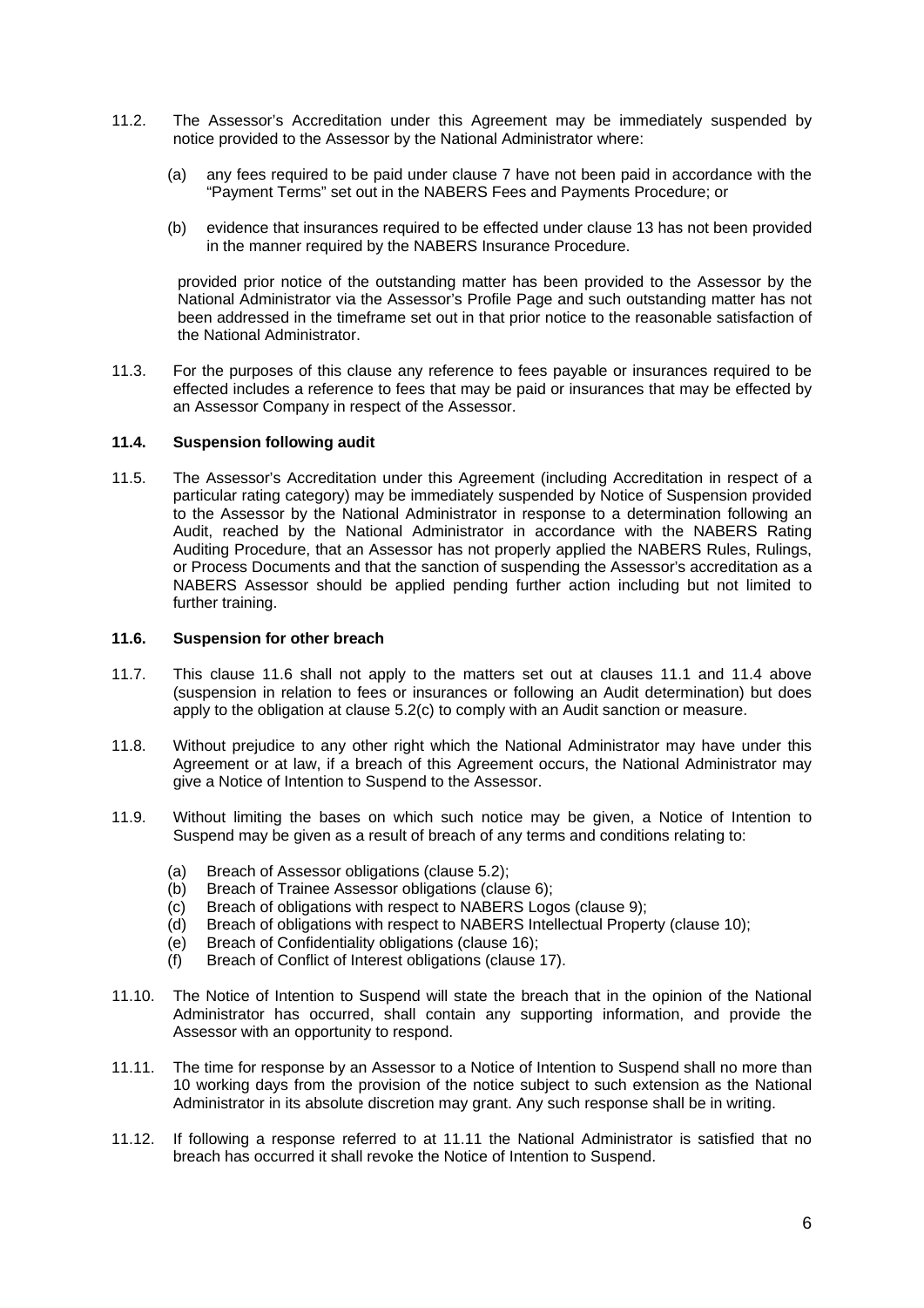11.2. The Assessor's Accreditation under this Agreement may be immediately suspended by notice provided to the Assessor by the National Administrator where:

(a) any fees required to be paid under clause 7 have not been paid in accordance with the "Payment Terms" set out in the NABERS Fees and Payments Procedure; or

(b) evidence that insurances required to be effected under clause 13 has not been provided in the manner required by the NABERS Insurance Procedure.

provided prior notice of the outstanding matter has been provided to the Assessor by the National Administrator via the Assessor's Profile Page and such outstanding matter has not been addressed in the timeframe set out in that prior notice to the reasonable satisfaction of the National Administrator.

11.3. For the purposes of this clause any reference to fees payable or insurances required to be effected includes a reference to fees that may be paid or insurances that may be effected by an Assessor Company in respect of the Assessor.

**11.4. Suspension following audit**

11.5. The Assessor's Accreditation under this Agreement (including Accreditation in respect of a particular rating category) may be immediately suspended by Notice of Suspension provided to the Assessor by the National Administrator in response to a determination following an Audit, reached by the National Administrator in accordance with the NABERS Rating Auditing Procedure, that an Assessor has not properly applied the NABERS Rules, Rulings, or Process Documents and that the sanction of suspending the Assessor's accreditation as a NABERS Assessor should be applied pending further action including but not limited to further training.

**11.6. Suspension for other breach**

11.7. This clause 11.6 shall not apply to the matters set out at clauses 11.1 and 11.4 above (suspension in relation to fees or insurances or following an Audit determination) but does apply to the obligation at clause 5.2(c) to comply with an Audit sanction or measure.

11.8. Without prejudice to any other right which the National Administrator may have under this Agreement or at law, if a breach of this Agreement occurs, the National Administrator may give a Notice of Intention to Suspend to the Assessor.

11.9. Without limiting the bases on which such notice may be given, a Notice of Intention to Suspend may be given as a result of breach of any terms and conditions relating to:

(a) Breach of Assessor obligations (clause 5.2);
(b) Breach of Trainee Assessor obligations (clause 6);
(c) Breach of obligations with respect to NABERS Logos (clause 9);
(d) Breach of obligations with respect to NABERS Intellectual Property (clause 10);
(e) Breach of Confidentiality obligations (clause 16);
(f) Breach of Conflict of Interest obligations (clause 17).

11.10. The Notice of Intention to Suspend will state the breach that in the opinion of the National Administrator has occurred, shall contain any supporting information, and provide the Assessor with an opportunity to respond.

11.11. The time for response by an Assessor to a Notice of Intention to Suspend shall no more than 10 working days from the provision of the notice subject to such extension as the National Administrator in its absolute discretion may grant. Any such response shall be in writing.

11.12. If following a response referred to at 11.11 the National Administrator is satisfied that no breach has occurred it shall revoke the Notice of Intention to Suspend.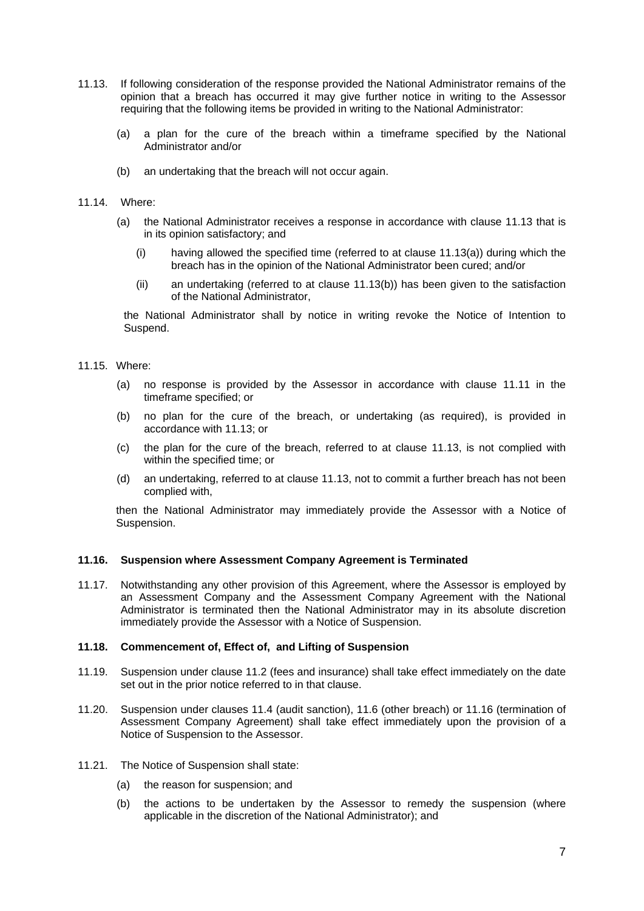11.13. If following consideration of the response provided the National Administrator remains of the opinion that a breach has occurred it may give further notice in writing to the Assessor requiring that the following items be provided in writing to the National Administrator:

   (a) a plan for the cure of the breach within a timeframe specified by the National Administrator and/or

   (b) an undertaking that the breach will not occur again.

11.14. Where:

   (a) the National Administrator receives a response in accordance with clause 11.13 that is in its opinion satisfactory; and

      (i) having allowed the specified time (referred to at clause 11.13(a)) during which the breach has in the opinion of the National Administrator been cured; and/or

      (ii) an undertaking (referred to at clause 11.13(b)) has been given to the satisfaction of the National Administrator,

   the National Administrator shall by notice in writing revoke the Notice of Intention to Suspend.

11.15. Where:

   (a) no response is provided by the Assessor in accordance with clause 11.11 in the timeframe specified; or

   (b) no plan for the cure of the breach, or undertaking (as required), is provided in accordance with 11.13; or

   (c) the plan for the cure of the breach, referred to at clause 11.13, is not complied with within the specified time; or

   (d) an undertaking, referred to at clause 11.13, not to commit a further breach has not been complied with,

   then the National Administrator may immediately provide the Assessor with a Notice of Suspension.

**11.16. Suspension where Assessment Company Agreement is Terminated**

11.17. Notwithstanding any other provision of this Agreement, where the Assessor is employed by an Assessment Company and the Assessment Company Agreement with the National Administrator is terminated then the National Administrator may in its absolute discretion immediately provide the Assessor with a Notice of Suspension.

**11.18. Commencement of, Effect of, and Lifting of Suspension**

11.19. Suspension under clause 11.2 (fees and insurance) shall take effect immediately on the date set out in the prior notice referred to in that clause.

11.20. Suspension under clauses 11.4 (audit sanction), 11.6 (other breach) or 11.16 (termination of Assessment Company Agreement) shall take effect immediately upon the provision of a Notice of Suspension to the Assessor.

11.21. The Notice of Suspension shall state:

   (a) the reason for suspension; and

   (b) the actions to be undertaken by the Assessor to remedy the suspension (where applicable in the discretion of the National Administrator); and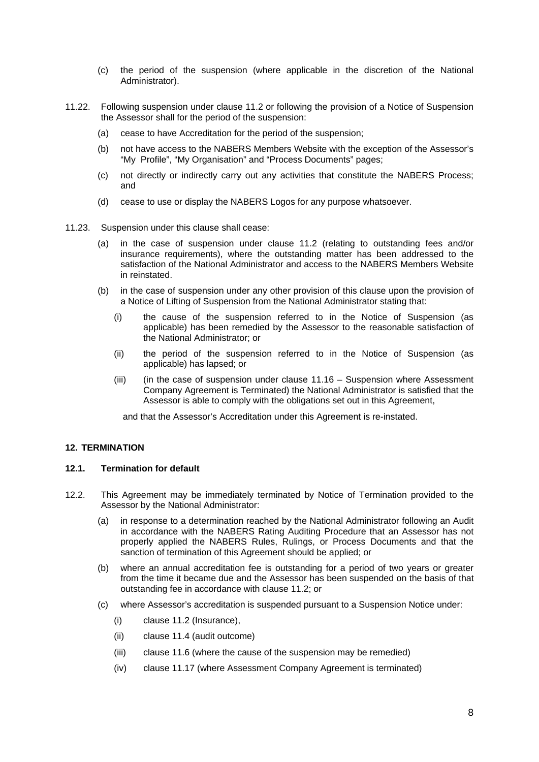(c) the period of the suspension (where applicable in the discretion of the National Administrator).

11.22. Following suspension under clause 11.2 or following the provision of a Notice of Suspension the Assessor shall for the period of the suspension:

(a) cease to have Accreditation for the period of the suspension;

(b) not have access to the NABERS Members Website with the exception of the Assessor's "My Profile", "My Organisation" and "Process Documents" pages;

(c) not directly or indirectly carry out any activities that constitute the NABERS Process; and

(d) cease to use or display the NABERS Logos for any purpose whatsoever.

11.23. Suspension under this clause shall cease:

(a) in the case of suspension under clause 11.2 (relating to outstanding fees and/or insurance requirements), where the outstanding matter has been addressed to the satisfaction of the National Administrator and access to the NABERS Members Website in reinstated.

(b) in the case of suspension under any other provision of this clause upon the provision of a Notice of Lifting of Suspension from the National Administrator stating that:

(i) the cause of the suspension referred to in the Notice of Suspension (as applicable) has been remedied by the Assessor to the reasonable satisfaction of the National Administrator; or

(ii) the period of the suspension referred to in the Notice of Suspension (as applicable) has lapsed; or

(iii) (in the case of suspension under clause 11.16 – Suspension where Assessment Company Agreement is Terminated) the National Administrator is satisfied that the Assessor is able to comply with the obligations set out in this Agreement,

and that the Assessor's Accreditation under this Agreement is re-instated.

## 12. TERMINATION

### 12.1. Termination for default

12.2. This Agreement may be immediately terminated by Notice of Termination provided to the Assessor by the National Administrator:

(a) in response to a determination reached by the National Administrator following an Audit in accordance with the NABERS Rating Auditing Procedure that an Assessor has not properly applied the NABERS Rules, Rulings, or Process Documents and that the sanction of termination of this Agreement should be applied; or

(b) where an annual accreditation fee is outstanding for a period of two years or greater from the time it became due and the Assessor has been suspended on the basis of that outstanding fee in accordance with clause 11.2; or

(c) where Assessor's accreditation is suspended pursuant to a Suspension Notice under:

(i) clause 11.2 (Insurance),

(ii) clause 11.4 (audit outcome)

(iii) clause 11.6 (where the cause of the suspension may be remedied)

(iv) clause 11.17 (where Assessment Company Agreement is terminated)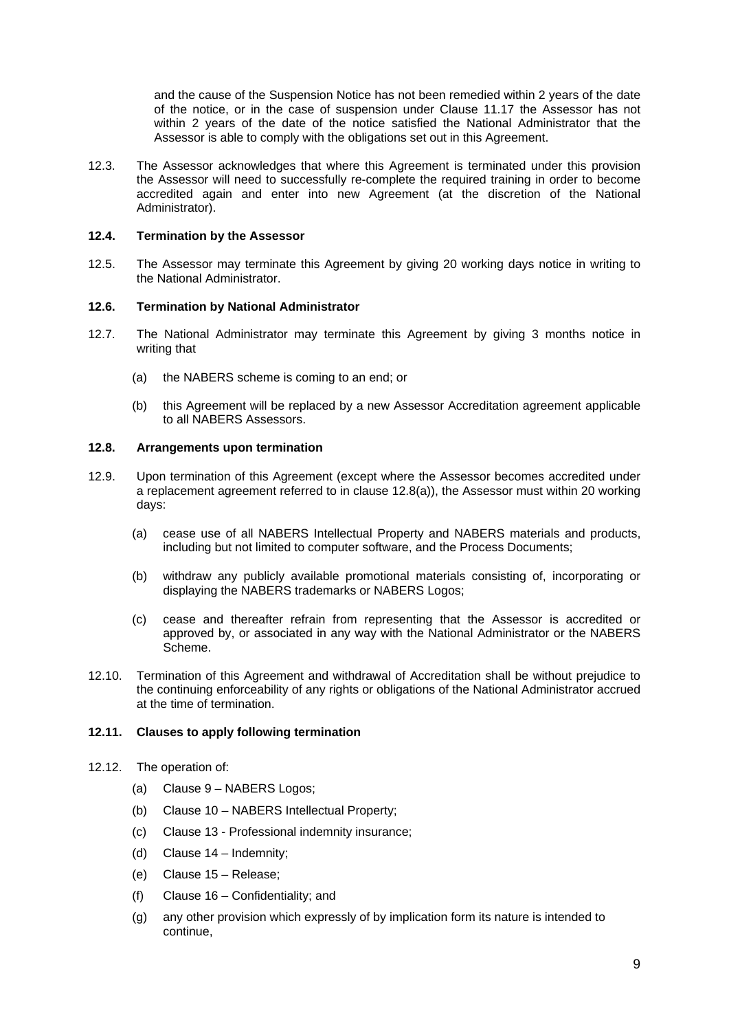and the cause of the Suspension Notice has not been remedied within 2 years of the date of the notice, or in the case of suspension under Clause 11.17 the Assessor has not within 2 years of the date of the notice satisfied the National Administrator that the Assessor is able to comply with the obligations set out in this Agreement.

12.3. The Assessor acknowledges that where this Agreement is terminated under this provision the Assessor will need to successfully re-complete the required training in order to become accredited again and enter into new Agreement (at the discretion of the National Administrator).

**12.4. Termination by the Assessor**

12.5. The Assessor may terminate this Agreement by giving 20 working days notice in writing to the National Administrator.

**12.6. Termination by National Administrator**

12.7. The National Administrator may terminate this Agreement by giving 3 months notice in writing that

(a) the NABERS scheme is coming to an end; or

(b) this Agreement will be replaced by a new Assessor Accreditation agreement applicable to all NABERS Assessors.

**12.8. Arrangements upon termination**

12.9. Upon termination of this Agreement (except where the Assessor becomes accredited under a replacement agreement referred to in clause 12.8(a)), the Assessor must within 20 working days:

(a) cease use of all NABERS Intellectual Property and NABERS materials and products, including but not limited to computer software, and the Process Documents;

(b) withdraw any publicly available promotional materials consisting of, incorporating or displaying the NABERS trademarks or NABERS Logos;

(c) cease and thereafter refrain from representing that the Assessor is accredited or approved by, or associated in any way with the National Administrator or the NABERS Scheme.

12.10. Termination of this Agreement and withdrawal of Accreditation shall be without prejudice to the continuing enforceability of any rights or obligations of the National Administrator accrued at the time of termination.

**12.11. Clauses to apply following termination**

12.12. The operation of:

(a) Clause 9 – NABERS Logos;

(b) Clause 10 – NABERS Intellectual Property;

(c) Clause 13 - Professional indemnity insurance;

(d) Clause 14 – Indemnity;

(e) Clause 15 – Release;

(f) Clause 16 – Confidentiality; and

(g) any other provision which expressly of by implication form its nature is intended to continue,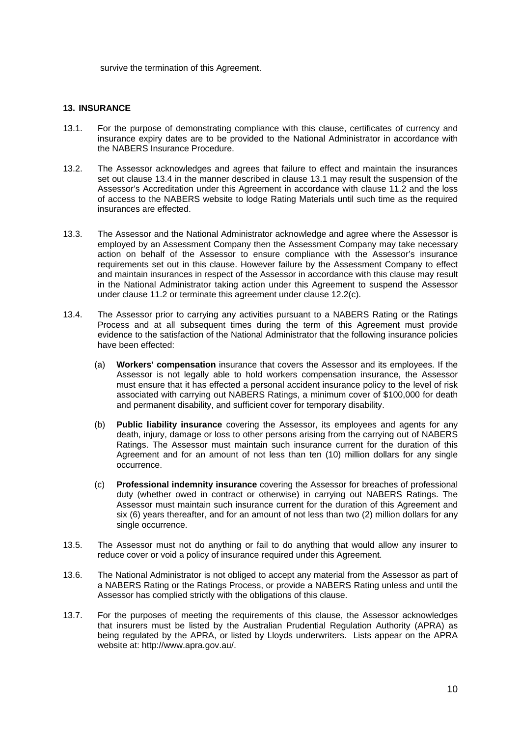survive the termination of this Agreement.

## 13. INSURANCE

13.1. For the purpose of demonstrating compliance with this clause, certificates of currency and insurance expiry dates are to be provided to the National Administrator in accordance with the NABERS Insurance Procedure.

13.2. The Assessor acknowledges and agrees that failure to effect and maintain the insurances set out clause 13.4 in the manner described in clause 13.1 may result the suspension of the Assessor's Accreditation under this Agreement in accordance with clause 11.2 and the loss of access to the NABERS website to lodge Rating Materials until such time as the required insurances are effected.

13.3. The Assessor and the National Administrator acknowledge and agree where the Assessor is employed by an Assessment Company then the Assessment Company may take necessary action on behalf of the Assessor to ensure compliance with the Assessor's insurance requirements set out in this clause. However failure by the Assessment Company to effect and maintain insurances in respect of the Assessor in accordance with this clause may result in the National Administrator taking action under this Agreement to suspend the Assessor under clause 11.2 or terminate this agreement under clause 12.2(c).

13.4. The Assessor prior to carrying any activities pursuant to a NABERS Rating or the Ratings Process and at all subsequent times during the term of this Agreement must provide evidence to the satisfaction of the National Administrator that the following insurance policies have been effected:

(a) **Workers' compensation** insurance that covers the Assessor and its employees. If the Assessor is not legally able to hold workers compensation insurance, the Assessor must ensure that it has effected a personal accident insurance policy to the level of risk associated with carrying out NABERS Ratings, a minimum cover of $100,000 for death and permanent disability, and sufficient cover for temporary disability.

(b) **Public liability insurance** covering the Assessor, its employees and agents for any death, injury, damage or loss to other persons arising from the carrying out of NABERS Ratings. The Assessor must maintain such insurance current for the duration of this Agreement and for an amount of not less than ten (10) million dollars for any single occurrence.

(c) **Professional indemnity insurance** covering the Assessor for breaches of professional duty (whether owed in contract or otherwise) in carrying out NABERS Ratings. The Assessor must maintain such insurance current for the duration of this Agreement and six (6) years thereafter, and for an amount of not less than two (2) million dollars for any single occurrence.

13.5. The Assessor must not do anything or fail to do anything that would allow any insurer to reduce cover or void a policy of insurance required under this Agreement.

13.6. The National Administrator is not obliged to accept any material from the Assessor as part of a NABERS Rating or the Ratings Process, or provide a NABERS Rating unless and until the Assessor has complied strictly with the obligations of this clause.

13.7. For the purposes of meeting the requirements of this clause, the Assessor acknowledges that insurers must be listed by the Australian Prudential Regulation Authority (APRA) as being regulated by the APRA, or listed by Lloyds underwriters. Lists appear on the APRA website at: http://www.apra.gov.au/.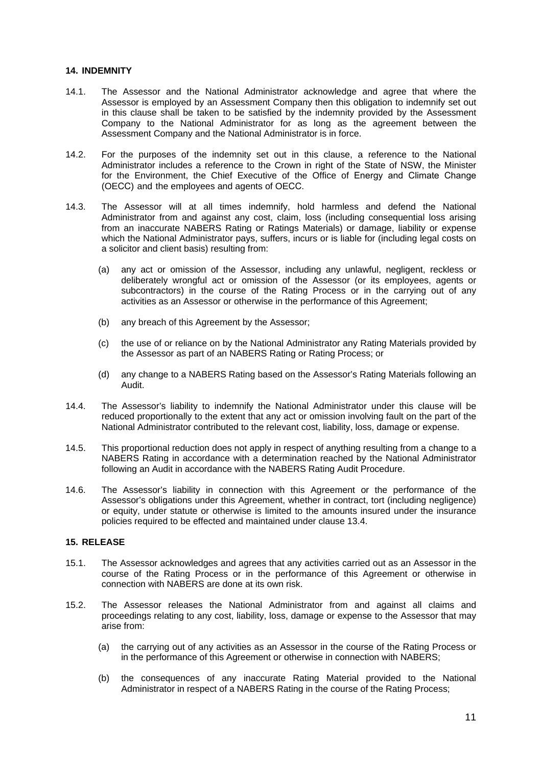## 14. INDEMNITY

14.1. The Assessor and the National Administrator acknowledge and agree that where the Assessor is employed by an Assessment Company then this obligation to indemnify set out in this clause shall be taken to be satisfied by the indemnity provided by the Assessment Company to the National Administrator for as long as the agreement between the Assessment Company and the National Administrator is in force.

14.2. For the purposes of the indemnity set out in this clause, a reference to the National Administrator includes a reference to the Crown in right of the State of NSW, the Minister for the Environment, the Chief Executive of the Office of Energy and Climate Change (OECC) and the employees and agents of OECC.

14.3. The Assessor will at all times indemnify, hold harmless and defend the National Administrator from and against any cost, claim, loss (including consequential loss arising from an inaccurate NABERS Rating or Ratings Materials) or damage, liability or expense which the National Administrator pays, suffers, incurs or is liable for (including legal costs on a solicitor and client basis) resulting from:

- (a) any act or omission of the Assessor, including any unlawful, negligent, reckless or deliberately wrongful act or omission of the Assessor (or its employees, agents or subcontractors) in the course of the Rating Process or in the carrying out of any activities as an Assessor or otherwise in the performance of this Agreement;
- (b) any breach of this Agreement by the Assessor;
- (c) the use of or reliance on by the National Administrator any Rating Materials provided by the Assessor as part of an NABERS Rating or Rating Process; or
- (d) any change to a NABERS Rating based on the Assessor's Rating Materials following an Audit.

14.4. The Assessor's liability to indemnify the National Administrator under this clause will be reduced proportionally to the extent that any act or omission involving fault on the part of the National Administrator contributed to the relevant cost, liability, loss, damage or expense.

14.5. This proportional reduction does not apply in respect of anything resulting from a change to a NABERS Rating in accordance with a determination reached by the National Administrator following an Audit in accordance with the NABERS Rating Audit Procedure.

14.6. The Assessor's liability in connection with this Agreement or the performance of the Assessor's obligations under this Agreement, whether in contract, tort (including negligence) or equity, under statute or otherwise is limited to the amounts insured under the insurance policies required to be effected and maintained under clause 13.4.

## 15. RELEASE

15.1. The Assessor acknowledges and agrees that any activities carried out as an Assessor in the course of the Rating Process or in the performance of this Agreement or otherwise in connection with NABERS are done at its own risk.

15.2. The Assessor releases the National Administrator from and against all claims and proceedings relating to any cost, liability, loss, damage or expense to the Assessor that may arise from:

- (a) the carrying out of any activities as an Assessor in the course of the Rating Process or in the performance of this Agreement or otherwise in connection with NABERS;
- (b) the consequences of any inaccurate Rating Material provided to the National Administrator in respect of a NABERS Rating in the course of the Rating Process;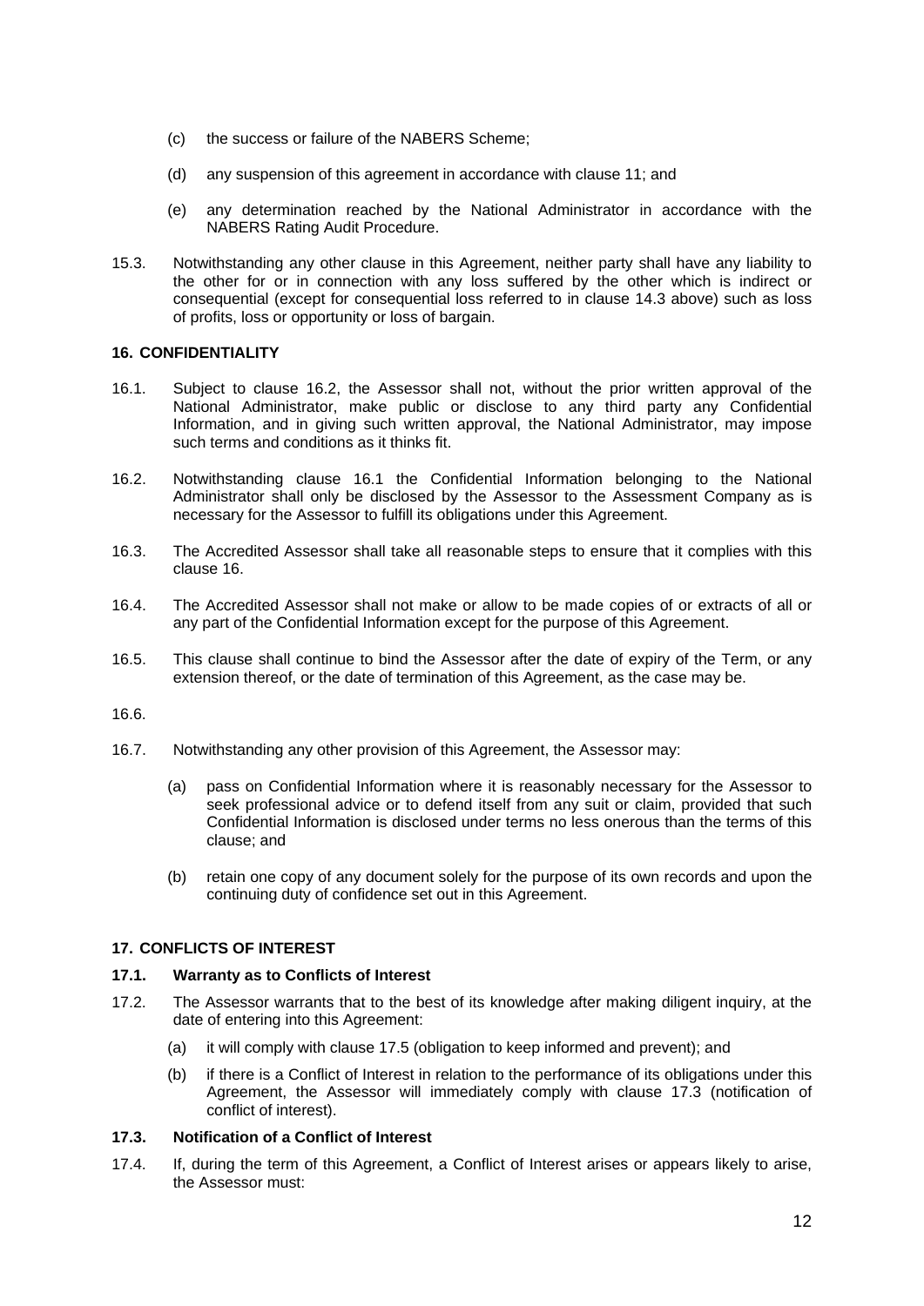(c) the success or failure of the NABERS Scheme;

(d) any suspension of this agreement in accordance with clause 11; and

(e) any determination reached by the National Administrator in accordance with the NABERS Rating Audit Procedure.

15.3. Notwithstanding any other clause in this Agreement, neither party shall have any liability to the other for or in connection with any loss suffered by the other which is indirect or consequential (except for consequential loss referred to in clause 14.3 above) such as loss of profits, loss or opportunity or loss of bargain.

**16. CONFIDENTIALITY**

16.1. Subject to clause 16.2, the Assessor shall not, without the prior written approval of the National Administrator, make public or disclose to any third party any Confidential Information, and in giving such written approval, the National Administrator, may impose such terms and conditions as it thinks fit.

16.2. Notwithstanding clause 16.1 the Confidential Information belonging to the National Administrator shall only be disclosed by the Assessor to the Assessment Company as is necessary for the Assessor to fulfill its obligations under this Agreement.

16.3. The Accredited Assessor shall take all reasonable steps to ensure that it complies with this clause 16.

16.4. The Accredited Assessor shall not make or allow to be made copies of or extracts of all or any part of the Confidential Information except for the purpose of this Agreement.

16.5. This clause shall continue to bind the Assessor after the date of expiry of the Term, or any extension thereof, or the date of termination of this Agreement, as the case may be.

16.6.

16.7. Notwithstanding any other provision of this Agreement, the Assessor may:

(a) pass on Confidential Information where it is reasonably necessary for the Assessor to seek professional advice or to defend itself from any suit or claim, provided that such Confidential Information is disclosed under terms no less onerous than the terms of this clause; and

(b) retain one copy of any document solely for the purpose of its own records and upon the continuing duty of confidence set out in this Agreement.

**17. CONFLICTS OF INTEREST**

**17.1. Warranty as to Conflicts of Interest**

17.2. The Assessor warrants that to the best of its knowledge after making diligent inquiry, at the date of entering into this Agreement:

(a) it will comply with clause 17.5 (obligation to keep informed and prevent); and

(b) if there is a Conflict of Interest in relation to the performance of its obligations under this Agreement, the Assessor will immediately comply with clause 17.3 (notification of conflict of interest).

**17.3. Notification of a Conflict of Interest**

17.4. If, during the term of this Agreement, a Conflict of Interest arises or appears likely to arise, the Assessor must: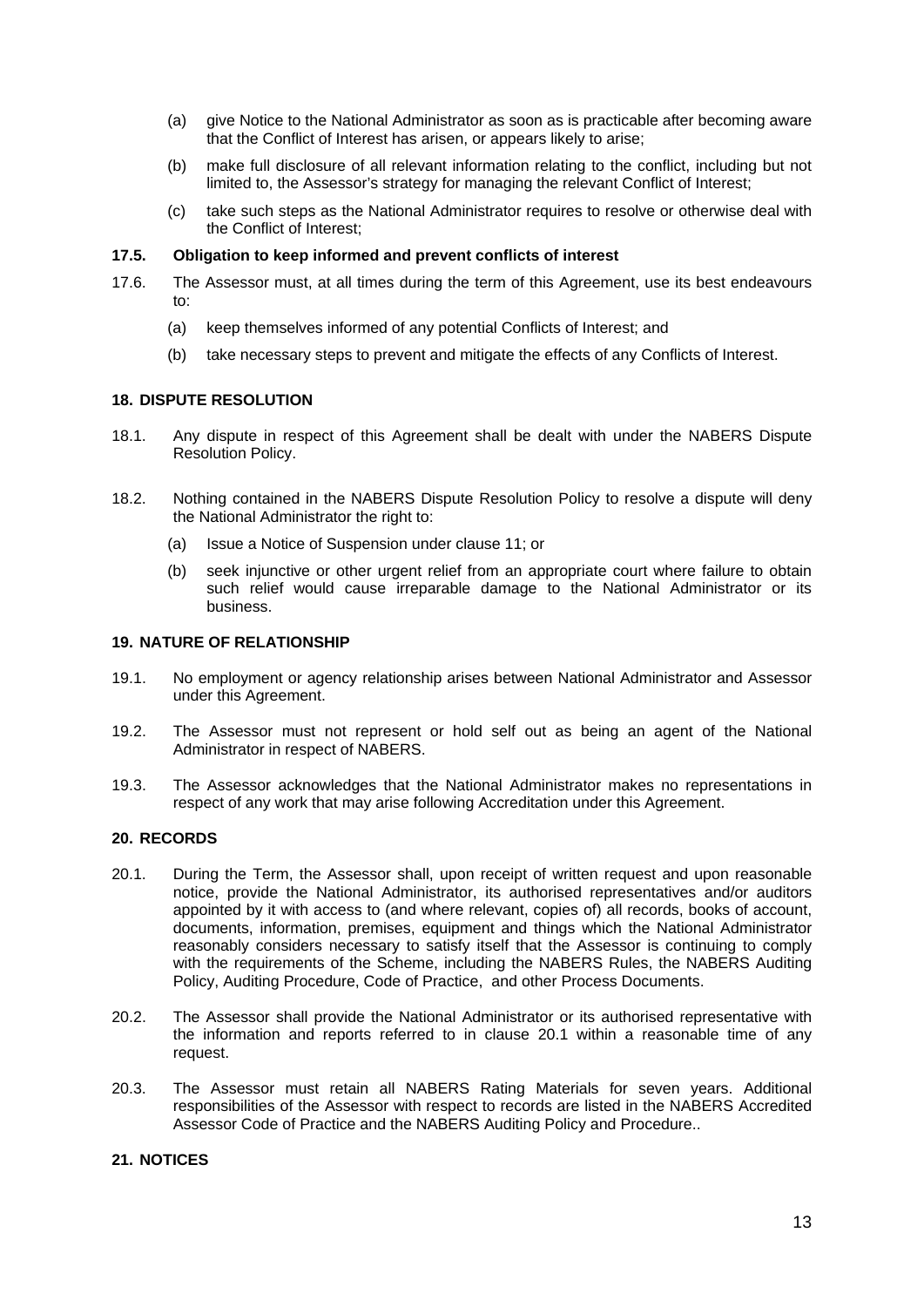(a) give Notice to the National Administrator as soon as is practicable after becoming aware that the Conflict of Interest has arisen, or appears likely to arise;

(b) make full disclosure of all relevant information relating to the conflict, including but not limited to, the Assessor's strategy for managing the relevant Conflict of Interest;

(c) take such steps as the National Administrator requires to resolve or otherwise deal with the Conflict of Interest;

**17.5. Obligation to keep informed and prevent conflicts of interest**

17.6. The Assessor must, at all times during the term of this Agreement, use its best endeavours to:

(a) keep themselves informed of any potential Conflicts of Interest; and

(b) take necessary steps to prevent and mitigate the effects of any Conflicts of Interest.

## 18. DISPUTE RESOLUTION

18.1. Any dispute in respect of this Agreement shall be dealt with under the NABERS Dispute Resolution Policy.

18.2. Nothing contained in the NABERS Dispute Resolution Policy to resolve a dispute will deny the National Administrator the right to:

(a) Issue a Notice of Suspension under clause 11; or

(b) seek injunctive or other urgent relief from an appropriate court where failure to obtain such relief would cause irreparable damage to the National Administrator or its business.

## 19. NATURE OF RELATIONSHIP

19.1. No employment or agency relationship arises between National Administrator and Assessor under this Agreement.

19.2. The Assessor must not represent or hold self out as being an agent of the National Administrator in respect of NABERS.

19.3. The Assessor acknowledges that the National Administrator makes no representations in respect of any work that may arise following Accreditation under this Agreement.

## 20. RECORDS

20.1. During the Term, the Assessor shall, upon receipt of written request and upon reasonable notice, provide the National Administrator, its authorised representatives and/or auditors appointed by it with access to (and where relevant, copies of) all records, books of account, documents, information, premises, equipment and things which the National Administrator reasonably considers necessary to satisfy itself that the Assessor is continuing to comply with the requirements of the Scheme, including the NABERS Rules, the NABERS Auditing Policy, Auditing Procedure, Code of Practice, and other Process Documents.

20.2. The Assessor shall provide the National Administrator or its authorised representative with the information and reports referred to in clause 20.1 within a reasonable time of any request.

20.3. The Assessor must retain all NABERS Rating Materials for seven years. Additional responsibilities of the Assessor with respect to records are listed in the NABERS Accredited Assessor Code of Practice and the NABERS Auditing Policy and Procedure..

## 21. NOTICES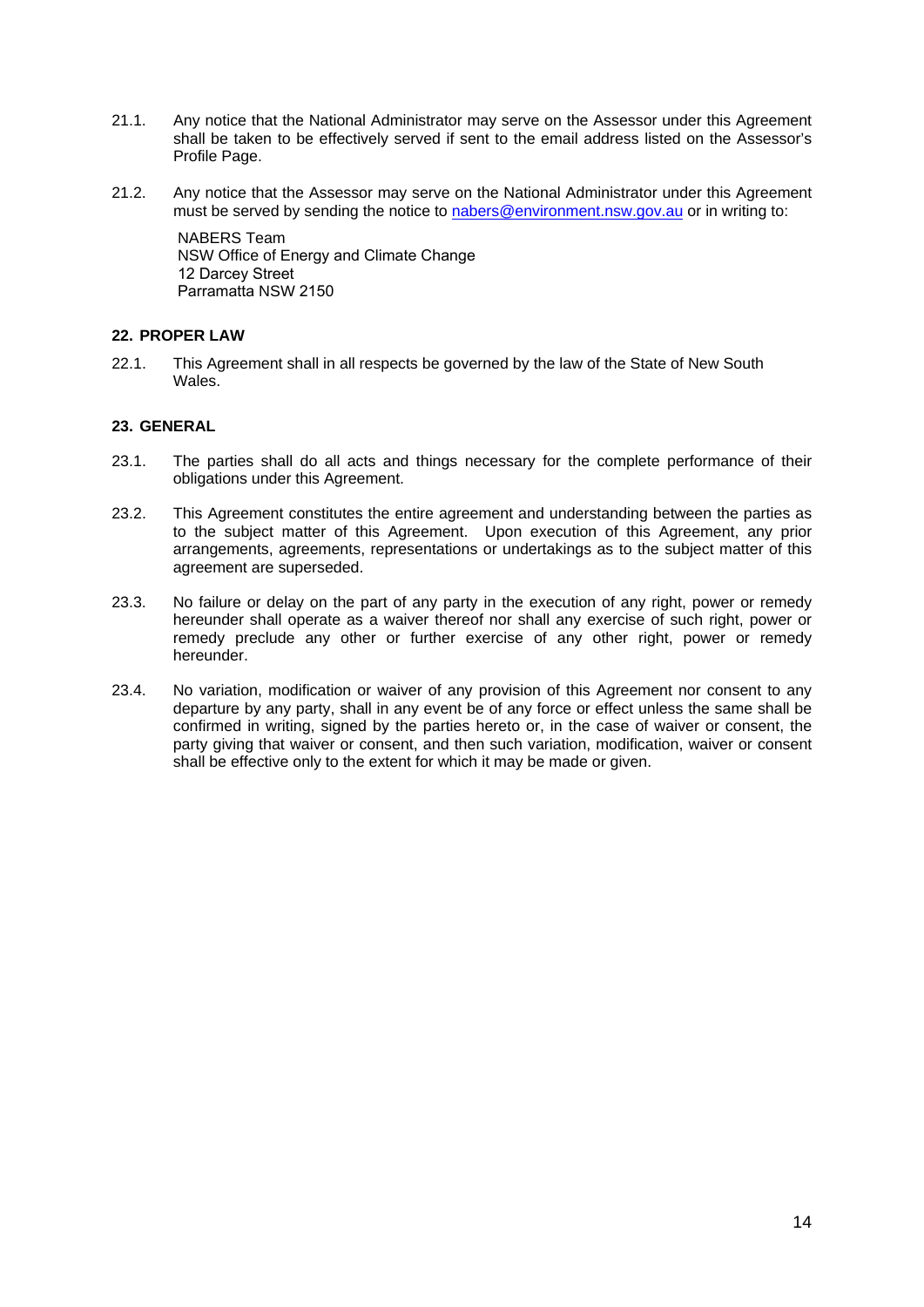21.1. Any notice that the National Administrator may serve on the Assessor under this Agreement shall be taken to be effectively served if sent to the email address listed on the Assessor's Profile Page.

21.2. Any notice that the Assessor may serve on the National Administrator under this Agreement must be served by sending the notice to nabers@environment.nsw.gov.au or in writing to:

NABERS Team  
NSW Office of Energy and Climate Change  
12 Darcey Street  
Parramatta NSW 2150

## 22. PROPER LAW

22.1. This Agreement shall in all respects be governed by the law of the State of New South Wales.

## 23. GENERAL

23.1. The parties shall do all acts and things necessary for the complete performance of their obligations under this Agreement.

23.2. This Agreement constitutes the entire agreement and understanding between the parties as to the subject matter of this Agreement. Upon execution of this Agreement, any prior arrangements, agreements, representations or undertakings as to the subject matter of this agreement are superseded.

23.3. No failure or delay on the part of any party in the execution of any right, power or remedy hereunder shall operate as a waiver thereof nor shall any exercise of such right, power or remedy preclude any other or further exercise of any other right, power or remedy hereunder.

23.4. No variation, modification or waiver of any provision of this Agreement nor consent to any departure by any party, shall in any event be of any force or effect unless the same shall be confirmed in writing, signed by the parties hereto or, in the case of waiver or consent, the party giving that waiver or consent, and then such variation, modification, waiver or consent shall be effective only to the extent for which it may be made or given.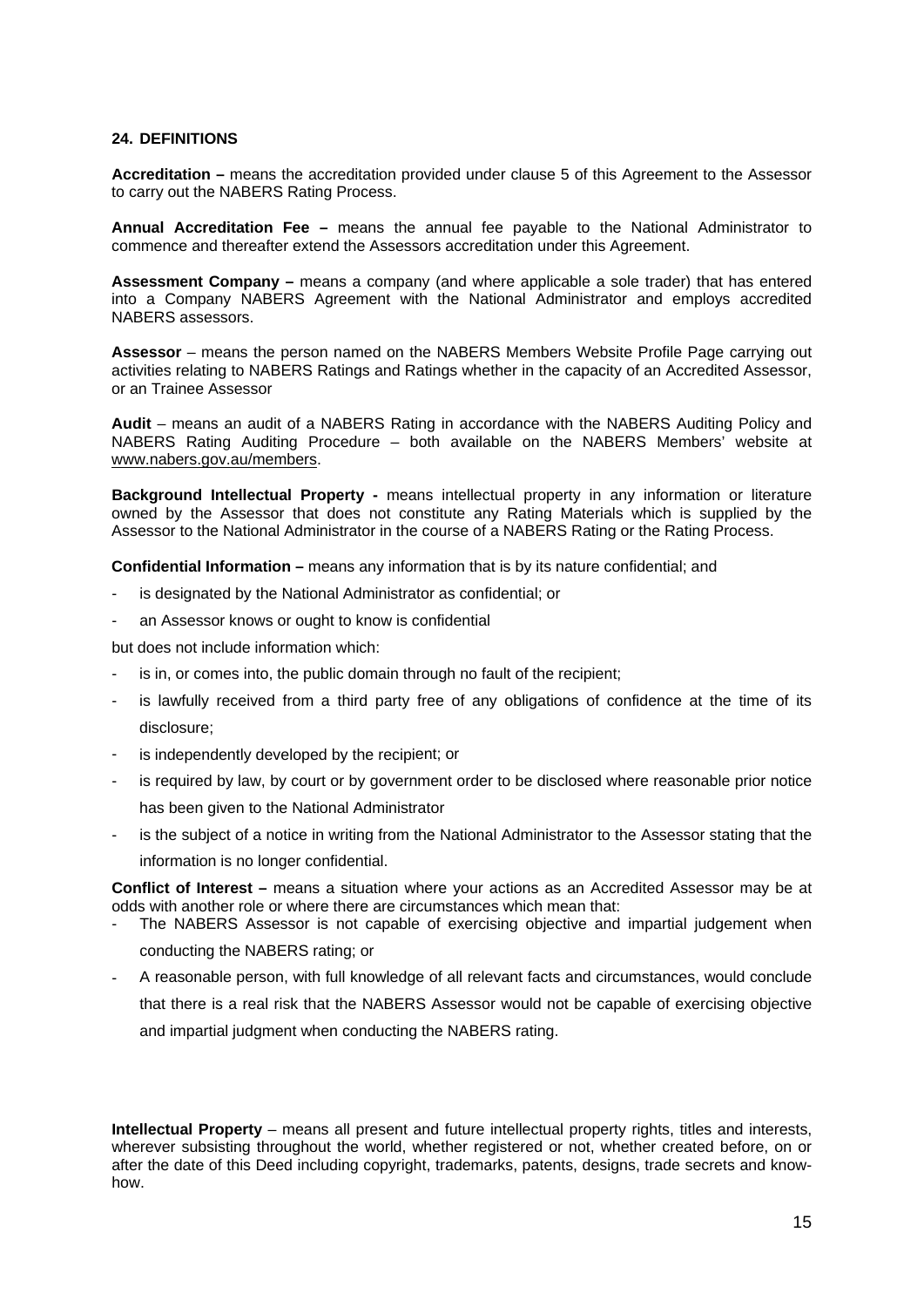## 24. DEFINITIONS

**Accreditation –** means the accreditation provided under clause 5 of this Agreement to the Assessor to carry out the NABERS Rating Process.

**Annual Accreditation Fee –** means the annual fee payable to the National Administrator to commence and thereafter extend the Assessors accreditation under this Agreement.

**Assessment Company –** means a company (and where applicable a sole trader) that has entered into a Company NABERS Agreement with the National Administrator and employs accredited NABERS assessors.

**Assessor** – means the person named on the NABERS Members Website Profile Page carrying out activities relating to NABERS Ratings and Ratings whether in the capacity of an Accredited Assessor, or an Trainee Assessor

**Audit** – means an audit of a NABERS Rating in accordance with the NABERS Auditing Policy and NABERS Rating Auditing Procedure – both available on the NABERS Members' website at www.nabers.gov.au/members.

**Background Intellectual Property -** means intellectual property in any information or literature owned by the Assessor that does not constitute any Rating Materials which is supplied by the Assessor to the National Administrator in the course of a NABERS Rating or the Rating Process.

**Confidential Information –** means any information that is by its nature confidential; and

- is designated by the National Administrator as confidential; or
- an Assessor knows or ought to know is confidential

but does not include information which:

- is in, or comes into, the public domain through no fault of the recipient;
- is lawfully received from a third party free of any obligations of confidence at the time of its disclosure;
- is independently developed by the recipient; or
- is required by law, by court or by government order to be disclosed where reasonable prior notice has been given to the National Administrator
- is the subject of a notice in writing from the National Administrator to the Assessor stating that the information is no longer confidential.

**Conflict of Interest –** means a situation where your actions as an Accredited Assessor may be at odds with another role or where there are circumstances which mean that:

- The NABERS Assessor is not capable of exercising objective and impartial judgement when conducting the NABERS rating; or
- A reasonable person, with full knowledge of all relevant facts and circumstances, would conclude that there is a real risk that the NABERS Assessor would not be capable of exercising objective and impartial judgment when conducting the NABERS rating.

**Intellectual Property** – means all present and future intellectual property rights, titles and interests, wherever subsisting throughout the world, whether registered or not, whether created before, on or after the date of this Deed including copyright, trademarks, patents, designs, trade secrets and know-how.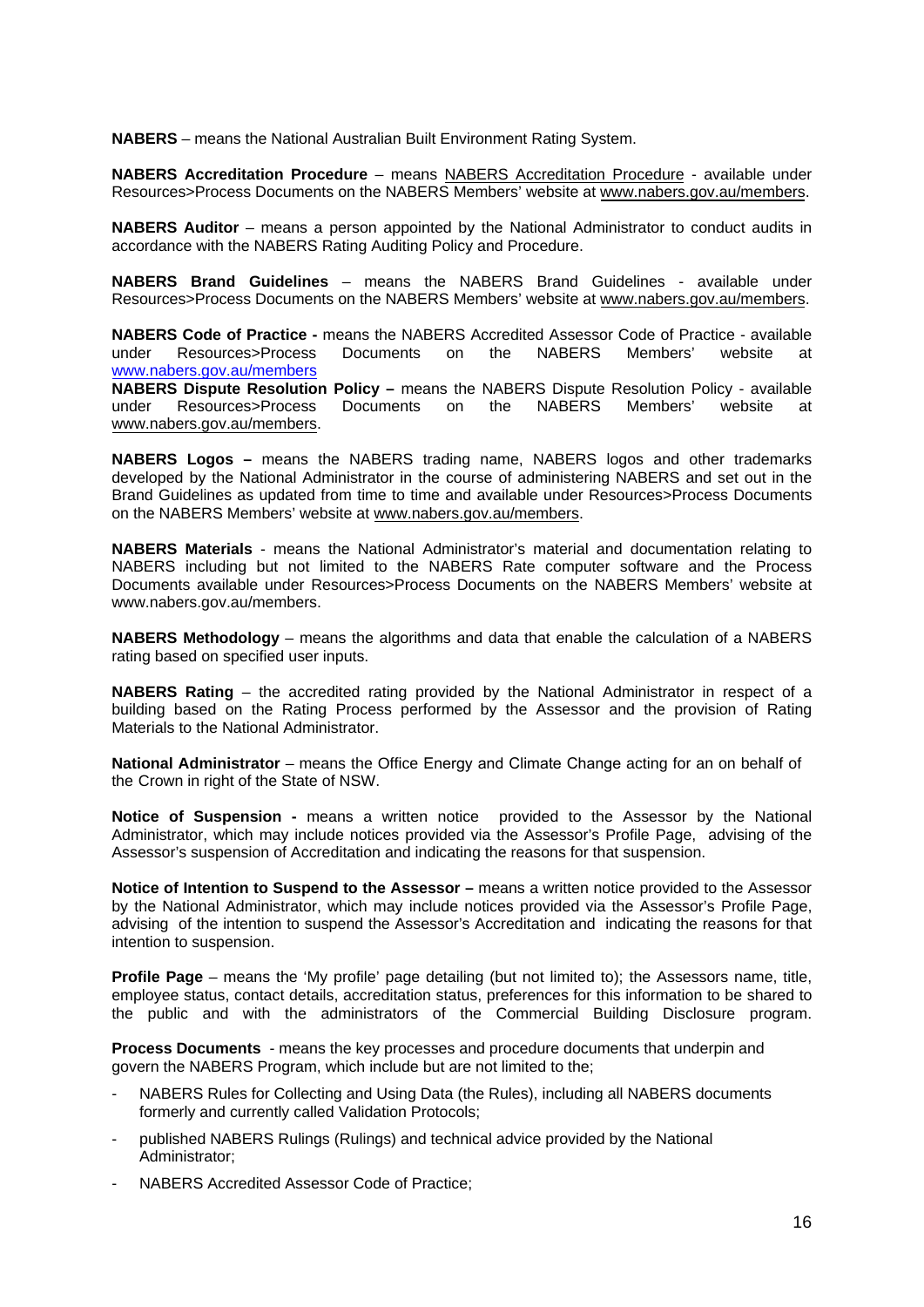**NABERS** – means the National Australian Built Environment Rating System.

**NABERS Accreditation Procedure** – means NABERS Accreditation Procedure - available under Resources>Process Documents on the NABERS Members' website at www.nabers.gov.au/members.

**NABERS Auditor** – means a person appointed by the National Administrator to conduct audits in accordance with the NABERS Rating Auditing Policy and Procedure.

**NABERS Brand Guidelines** – means the NABERS Brand Guidelines - available under Resources>Process Documents on the NABERS Members' website at www.nabers.gov.au/members.

**NABERS Code of Practice -** means the NABERS Accredited Assessor Code of Practice - available under Resources>Process Documents on the NABERS Members' website at www.nabers.gov.au/members

**NABERS Dispute Resolution Policy –** means the NABERS Dispute Resolution Policy - available under Resources>Process Documents on the NABERS Members' website at www.nabers.gov.au/members.

**NABERS Logos –** means the NABERS trading name, NABERS logos and other trademarks developed by the National Administrator in the course of administering NABERS and set out in the Brand Guidelines as updated from time to time and available under Resources>Process Documents on the NABERS Members' website at www.nabers.gov.au/members.

**NABERS Materials** - means the National Administrator's material and documentation relating to NABERS including but not limited to the NABERS Rate computer software and the Process Documents available under Resources>Process Documents on the NABERS Members' website at www.nabers.gov.au/members.

**NABERS Methodology** – means the algorithms and data that enable the calculation of a NABERS rating based on specified user inputs.

**NABERS Rating** – the accredited rating provided by the National Administrator in respect of a building based on the Rating Process performed by the Assessor and the provision of Rating Materials to the National Administrator.

**National Administrator** – means the Office Energy and Climate Change acting for an on behalf of the Crown in right of the State of NSW.

**Notice of Suspension -** means a written notice provided to the Assessor by the National Administrator, which may include notices provided via the Assessor's Profile Page, advising of the Assessor's suspension of Accreditation and indicating the reasons for that suspension.

**Notice of Intention to Suspend to the Assessor –** means a written notice provided to the Assessor by the National Administrator, which may include notices provided via the Assessor's Profile Page, advising of the intention to suspend the Assessor's Accreditation and indicating the reasons for that intention to suspension.

**Profile Page** – means the 'My profile' page detailing (but not limited to); the Assessors name, title, employee status, contact details, accreditation status, preferences for this information to be shared to the public and with the administrators of the Commercial Building Disclosure program.

**Process Documents** - means the key processes and procedure documents that underpin and govern the NABERS Program, which include but are not limited to the;

- NABERS Rules for Collecting and Using Data (the Rules), including all NABERS documents formerly and currently called Validation Protocols;
- published NABERS Rulings (Rulings) and technical advice provided by the National Administrator;
- NABERS Accredited Assessor Code of Practice;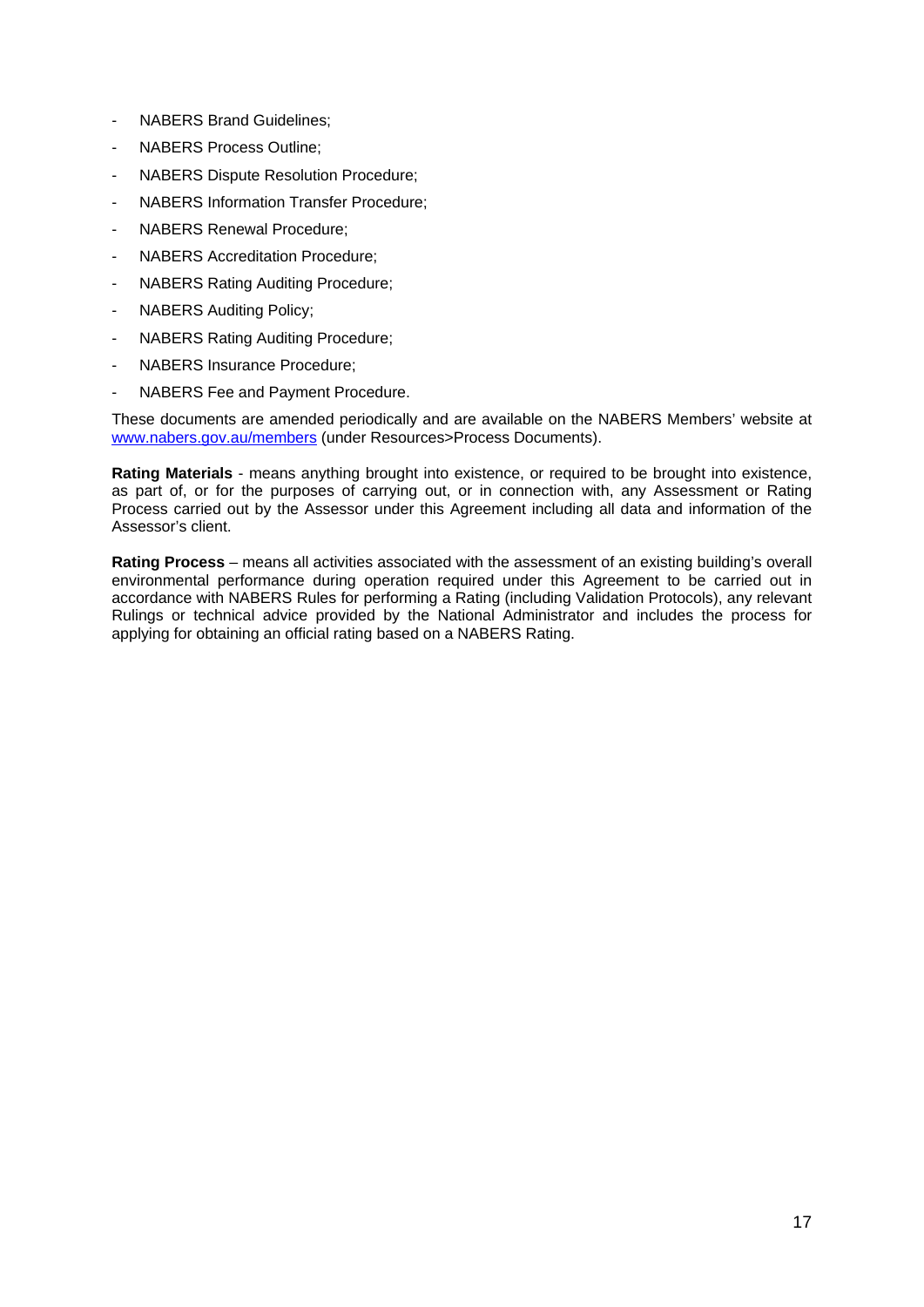- NABERS Brand Guidelines;
- NABERS Process Outline;
- NABERS Dispute Resolution Procedure;
- NABERS Information Transfer Procedure;
- NABERS Renewal Procedure;
- NABERS Accreditation Procedure;
- NABERS Rating Auditing Procedure;
- NABERS Auditing Policy;
- NABERS Rating Auditing Procedure;
- NABERS Insurance Procedure;
- NABERS Fee and Payment Procedure.

These documents are amended periodically and are available on the NABERS Members' website at [www.nabers.gov.au/members](www.nabers.gov.au/members) (under Resources>Process Documents).

**Rating Materials** - means anything brought into existence, or required to be brought into existence, as part of, or for the purposes of carrying out, or in connection with, any Assessment or Rating Process carried out by the Assessor under this Agreement including all data and information of the Assessor's client.

**Rating Process** – means all activities associated with the assessment of an existing building's overall environmental performance during operation required under this Agreement to be carried out in accordance with NABERS Rules for performing a Rating (including Validation Protocols), any relevant Rulings or technical advice provided by the National Administrator and includes the process for applying for obtaining an official rating based on a NABERS Rating.